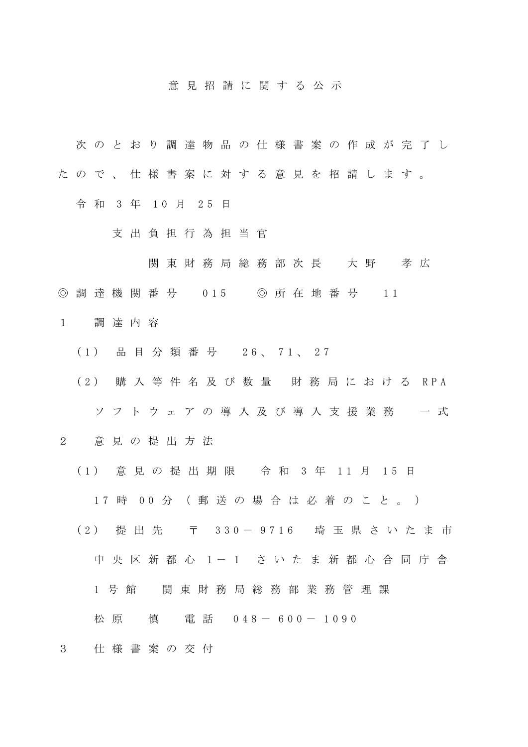# 意見招請に関する公示

次のとおり調達物品の仕様書案の作成が完了したので、仕様書案に対する意見を招請します。

令和３年10月25日

支出負担行為担当官

関東財務局総務部次長　大野　孝広

◎調達機関番号　015　◎所在地番号　11

１　調達内容

(1)　品目分類番号　26、71、27

(2)　購入等件名及び数量　財務局におけるRPAソフトウェアの導入及び導入支援業務　一式

２　意見の提出方法

(1)　意見の提出期限　令和３年11月15日17時00分（郵送の場合は必着のこと。）

(2)　提出先　〒330－9716　埼玉県さいたま市中央区新都心１－１　さいたま新都心合同庁舎１号館　関東財務局総務部業務管理課　松原　慎　電話　048－600－1090

３　仕様書案の交付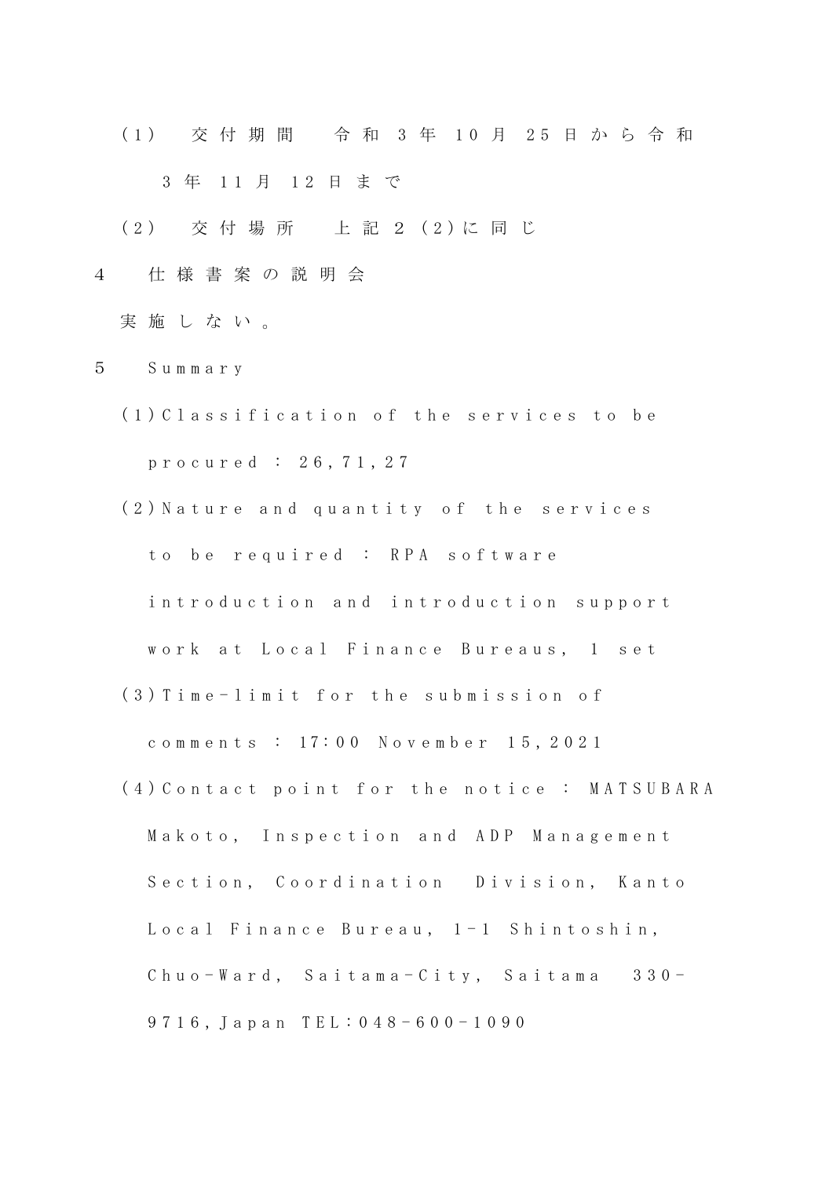(1)　交付期間　令和３年10月25日から令和３年11月12日まで

(2)　交付場所　上記２(2)に同じ

４　仕様書案の説明会

実施しない。

５　Summary

(1) Classification of the services to be procured : 26,71,27

(2) Nature and quantity of the services to be required : RPA software introduction and introduction support work at Local Finance Bureaus, 1 set

(3) Time-limit for the submission of comments : 17:00 November 15,2021

(4) Contact point for the notice : MATSUBARA Makoto, Inspection and ADP Management Section, Coordination Division, Kanto Local Finance Bureau, 1-1 Shintoshin, Chuo-Ward, Saitama-City, Saitama 330-9716,Japan TEL:048-600-1090